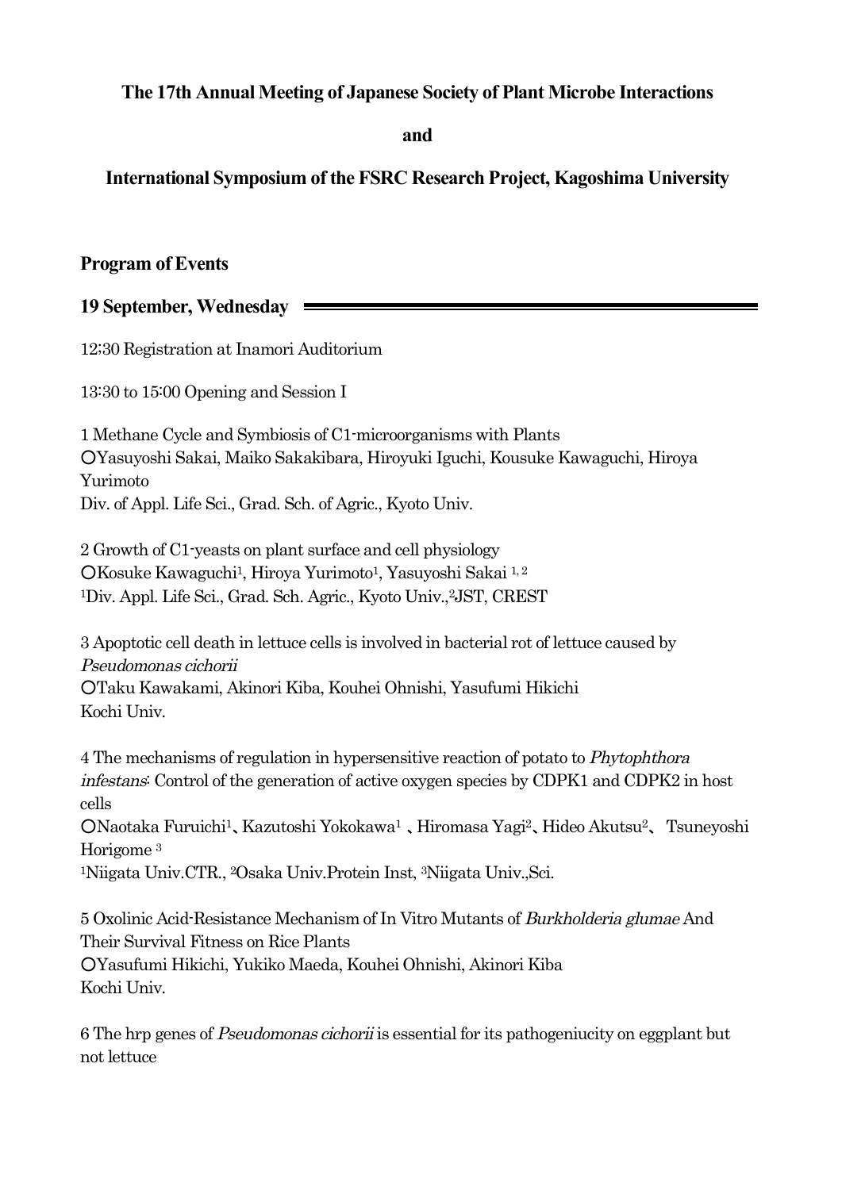**The 17th Annual Meeting of Japanese Society of Plant Microbe Interactions**

**and**

**International Symposium of the FSRC Research Project, Kagoshima University**

## Program of Events

### 19 September, Wednesday

12:30 Registration at Inamori Auditorium

13:30 to 15:00 Opening and Session I

1 Methane Cycle and Symbiosis of C1-microorganisms with Plants
○Yasuyoshi Sakai, Maiko Sakakibara, Hiroyuki Iguchi, Kousuke Kawaguchi, Hiroya Yurimoto
Div. of Appl. Life Sci., Grad. Sch. of Agric., Kyoto Univ.

2 Growth of C1-yeasts on plant surface and cell physiology
○Kosuke Kawaguchi[1], Hiroya Yurimoto[1], Yasuyoshi Sakai [1, 2]
[1]Div. Appl. Life Sci., Grad. Sch. Agric., Kyoto Univ.,[2]JST, CREST

3 Apoptotic cell death in lettuce cells is involved in bacterial rot of lettuce caused by *Pseudomonas cichorii*
○Taku Kawakami, Akinori Kiba, Kouhei Ohnishi, Yasufumi Hikichi
Kochi Univ.

4 The mechanisms of regulation in hypersensitive reaction of potato to *Phytophthora infestans*: Control of the generation of active oxygen species by CDPK1 and CDPK2 in host cells
○Naotaka Furuichi[1]、Kazutoshi Yokokawa[1] 、Hiromasa Yagi[2]、Hideo Akutsu[2]、 Tsuneyoshi Horigome [3]
[1]Niigata Univ.CTR., [2]Osaka Univ.Protein Inst, [3]Niigata Univ.,Sci.

5 Oxolinic Acid-Resistance Mechanism of In Vitro Mutants of *Burkholderia glumae* And Their Survival Fitness on Rice Plants
○Yasufumi Hikichi, Yukiko Maeda, Kouhei Ohnishi, Akinori Kiba
Kochi Univ.

6 The hrp genes of *Pseudomonas cichorii* is essential for its pathogeniucity on eggplant but not lettuce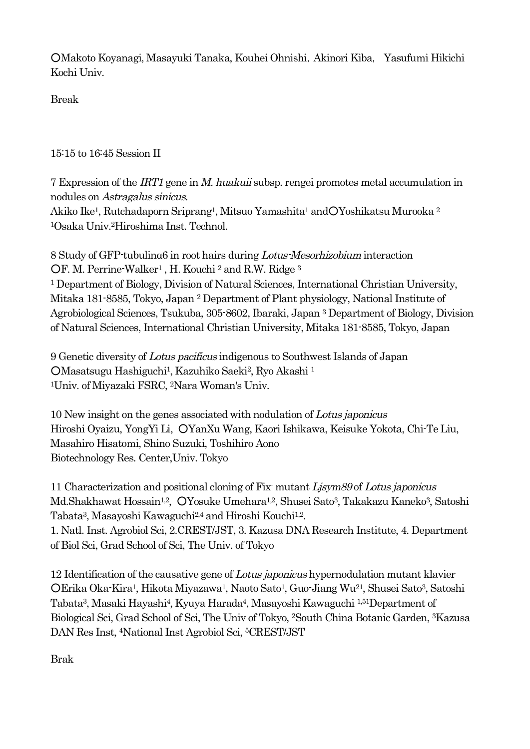○Makoto Koyanagi, Masayuki Tanaka, Kouhei Ohnishi, Akinori Kiba, Yasufumi Hikichi
Kochi Univ.

Break

15:15 to 16:45 Session II

7 Expression of the *IRT1* gene in *M. huakuii* subsp. rengei promotes metal accumulation in nodules on *Astragalus sinicus*.
Akiko Ike[1], Rutchadaporn Sriprang[1], Mitsuo Yamashita[1] and○Yoshikatsu Murooka [2]
[1]Osaka Univ.[2]Hiroshima Inst. Technol.

8 Study of GFP-tubulinα6 in root hairs during *Lotus-Mesorhizobium* interaction
○F. M. Perrine-Walker[1], H. Kouchi [2] and R.W. Ridge [3]
[1] Department of Biology, Division of Natural Sciences, International Christian University, Mitaka 181-8585, Tokyo, Japan [2] Department of Plant physiology, National Institute of Agrobiological Sciences, Tsukuba, 305-8602, Ibaraki, Japan [3] Department of Biology, Division of Natural Sciences, International Christian University, Mitaka 181-8585, Tokyo, Japan

9 Genetic diversity of *Lotus pacificus* indigenous to Southwest Islands of Japan
○Masatsugu Hashiguchi[1], Kazuhiko Saeki[2], Ryo Akashi [1]
[1]Univ. of Miyazaki FSRC, [2]Nara Woman's Univ.

10 New insight on the genes associated with nodulation of *Lotus japonicus*
Hiroshi Oyaizu, YongYi Li, ○YanXu Wang, Kaori Ishikawa, Keisuke Yokota, Chi-Te Liu, Masahiro Hisatomi, Shino Suzuki, Toshihiro Aono
Biotechnology Res. Center,Univ. Tokyo

11 Characterization and positional cloning of Fix$^{-}$ mutant *Ljsym89* of *Lotus japonicus*
Md.Shakhawat Hossain[1,2], ○Yosuke Umehara[1,2], Shusei Sato[3], Takakazu Kaneko[3], Satoshi Tabata[3], Masayoshi Kawaguchi[2,4] and Hiroshi Kouchi[1,2].
1. Natl. Inst. Agrobiol Sci, 2.CREST/JST, 3. Kazusa DNA Research Institute, 4. Department of Biol Sci, Grad School of Sci, The Univ. of Tokyo

12 Identification of the causative gene of *Lotus japonicus* hypernodulation mutant klavier
○Erika Oka-Kira[1], Hikota Miyazawa[1], Naoto Sato[1], Guo-Jiang Wu[21], Shusei Sato[3], Satoshi Tabata[3], Masaki Hayashi[4], Kyuya Harada[4], Masayoshi Kawaguchi [1,5][1]Department of Biological Sci, Grad School of Sci, The Univ of Tokyo, [2]South China Botanic Garden, [3]Kazusa DAN Res Inst, [4]National Inst Agrobiol Sci, [5]CREST/JST

Brak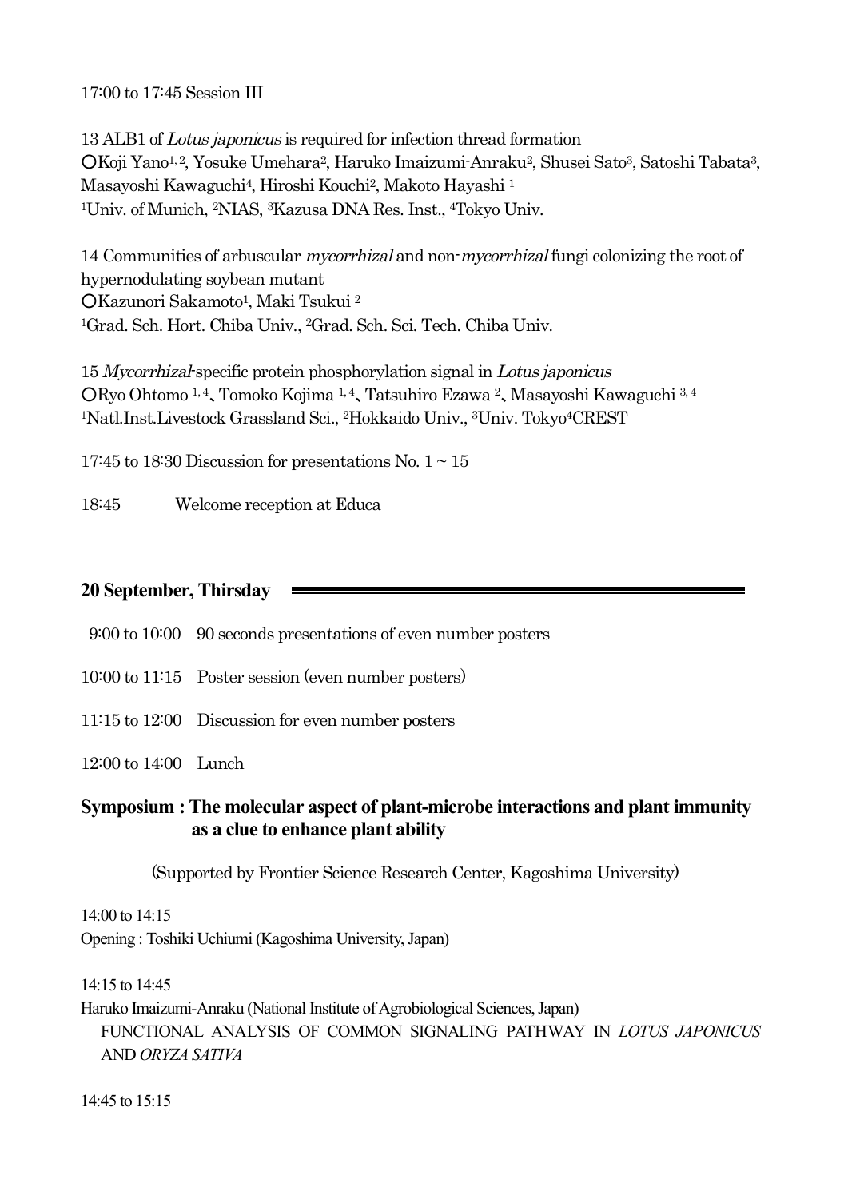17:00 to 17:45 Session III

13 ALB1 of *Lotus japonicus* is required for infection thread formation
○Koji Yano[1, 2], Yosuke Umehara[2], Haruko Imaizumi-Anraku[2], Shusei Sato[3], Satoshi Tabata[3], Masayoshi Kawaguchi[4], Hiroshi Kouchi[2], Makoto Hayashi [1]
[1]Univ. of Munich, [2]NIAS, [3]Kazusa DNA Res. Inst., [4]Tokyo Univ.

14 Communities of arbuscular *mycorrhizal* and non-*mycorrhizal* fungi colonizing the root of hypernodulating soybean mutant
○Kazunori Sakamoto[1], Maki Tsukui [2]
[1]Grad. Sch. Hort. Chiba Univ., [2]Grad. Sch. Sci. Tech. Chiba Univ.

15 *Mycorrhizal*-specific protein phosphorylation signal in *Lotus japonicus*
○Ryo Ohtomo [1, 4]、Tomoko Kojima [1, 4]、Tatsuhiro Ezawa [2]、Masayoshi Kawaguchi [3, 4]
[1]Natl.Inst.Livestock Grassland Sci., [2]Hokkaido Univ., [3]Univ. Tokyo[4]CREST

17:45 to 18:30 Discussion for presentations No. 1 ~ 15

18:45 Welcome reception at Educa

## 20 September, Thirsday

9:00 to 10:00 90 seconds presentations of even number posters

10:00 to 11:15 Poster session (even number posters)

11:15 to 12:00 Discussion for even number posters

12:00 to 14:00 Lunch

## Symposium : The molecular aspect of plant-microbe interactions and plant immunity as a clue to enhance plant ability

(Supported by Frontier Science Research Center, Kagoshima University)

14:00 to 14:15
Opening : Toshiki Uchiumi (Kagoshima University, Japan)

14:15 to 14:45
Haruko Imaizumi-Anraku (National Institute of Agrobiological Sciences, Japan)
FUNCTIONAL ANALYSIS OF COMMON SIGNALING PATHWAY IN *LOTUS JAPONICUS* AND *ORYZA SATIVA*

14:45 to 15:15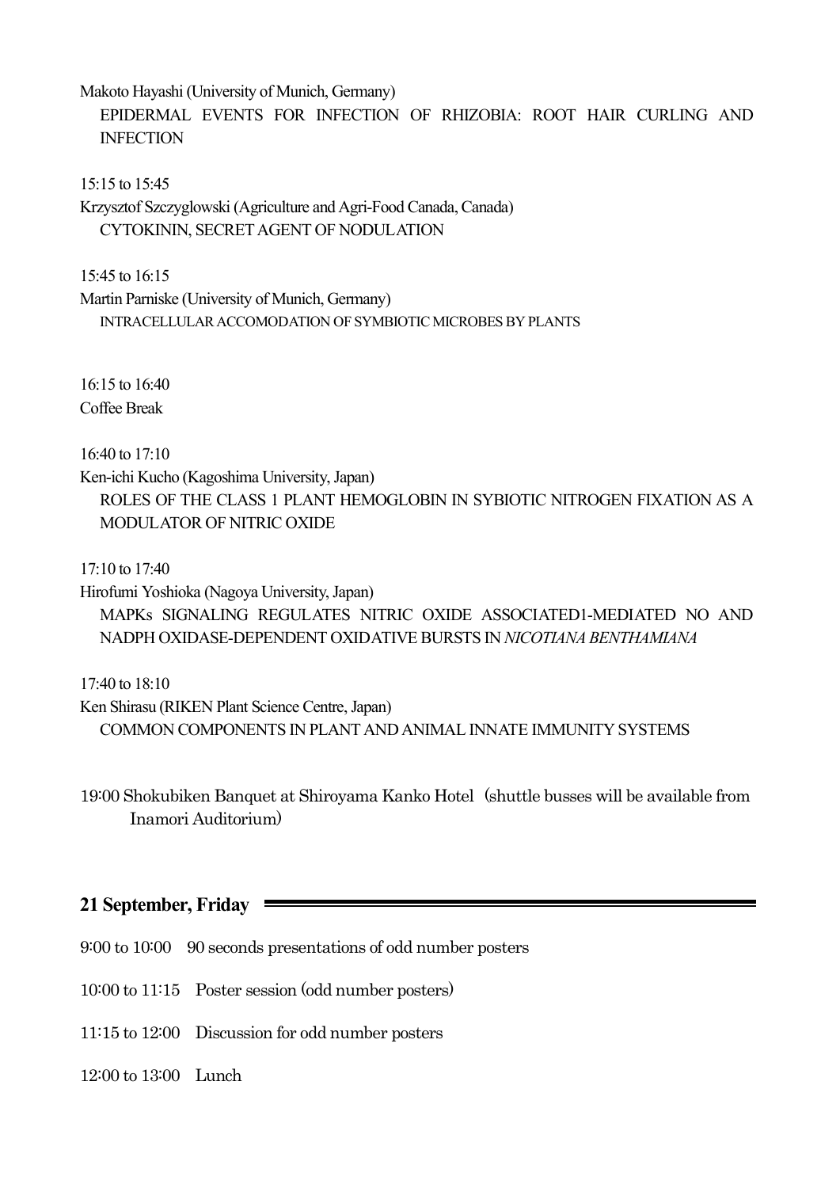Makoto Hayashi (University of Munich, Germany)

EPIDERMAL EVENTS FOR INFECTION OF RHIZOBIA: ROOT HAIR CURLING AND INFECTION

15:15 to 15:45

Krzysztof Szczyglowski (Agriculture and Agri-Food Canada, Canada)

CYTOKININ, SECRET AGENT OF NODULATION

15:45 to 16:15

Martin Parniske (University of Munich, Germany)

INTRACELLULAR ACCOMODATION OF SYMBIOTIC MICROBES BY PLANTS

16:15 to 16:40

Coffee Break

16:40 to 17:10

Ken-ichi Kucho (Kagoshima University, Japan)

ROLES OF THE CLASS 1 PLANT HEMOGLOBIN IN SYBIOTIC NITROGEN FIXATION AS A MODULATOR OF NITRIC OXIDE

17:10 to 17:40

Hirofumi Yoshioka (Nagoya University, Japan)

MAPKs SIGNALING REGULATES NITRIC OXIDE ASSOCIATED1-MEDIATED NO AND NADPH OXIDASE-DEPENDENT OXIDATIVE BURSTS IN *NICOTIANA BENTHAMIANA*

17:40 to 18:10

Ken Shirasu (RIKEN Plant Science Centre, Japan)

COMMON COMPONENTS IN PLANT AND ANIMAL INNATE IMMUNITY SYSTEMS

19:00 Shokubiken Banquet at Shiroyama Kanko Hotel（shuttle busses will be available from Inamori Auditorium）

## 21 September, Friday

9:00 to 10:00　90 seconds presentations of odd number posters

10:00 to 11:15　Poster session (odd number posters)

11:15 to 12:00　Discussion for odd number posters

12:00 to 13:00　Lunch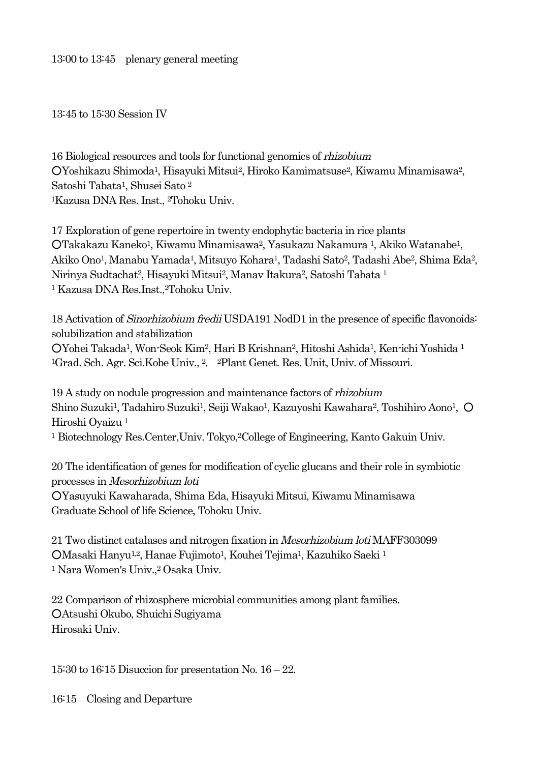13:00 to 13:45　plenary general meeting

13:45 to 15:30 Session IV

16 Biological resources and tools for functional genomics of *rhizobium*
○Yoshikazu Shimoda[1], Hisayuki Mitsui[2], Hiroko Kamimatsuse[2], Kiwamu Minamisawa[2], Satoshi Tabata[1], Shusei Sato [2]
[1]Kazusa DNA Res. Inst., [2]Tohoku Univ.

17 Exploration of gene repertoire in twenty endophytic bacteria in rice plants
○Takakazu Kaneko[1], Kiwamu Minamisawa[2], Yasukazu Nakamura [1], Akiko Watanabe[1], Akiko Ono[1], Manabu Yamada[1], Mitsuyo Kohara[1], Tadashi Sato[2], Tadashi Abe[2], Shima Eda[2], Nirinya Sudtachat[2], Hisayuki Mitsui[2], Manav Itakura[2], Satoshi Tabata [1]
[1] Kazusa DNA Res.Inst.,[2]Tohoku Univ.

18 Activation of *Sinorhizobium fredii* USDA191 NodD1 in the presence of specific flavonoids: solubilization and stabilization
○Yohei Takada[1], Won-Seok Kim[2], Hari B Krishnan[2], Hitoshi Ashida[1], Ken-ichi Yoshida [1]
[1]Grad. Sch. Agr. Sci.Kobe Univ., [2],　[2]Plant Genet. Res. Unit, Univ. of Missouri.

19 A study on nodule progression and maintenance factors of *rhizobium*
Shino Suzuki[1], Tadahiro Suzuki[1], Seiji Wakao[1], Kazuyoshi Kawahara[2], Toshihiro Aono[1], ○Hiroshi Oyaizu [1]
[1] Biotechnology Res.Center,Univ. Tokyo,[2]College of Engineering, Kanto Gakuin Univ.

20 The identification of genes for modification of cyclic glucans and their role in symbiotic processes in *Mesorhizobium loti*
○Yasuyuki Kawaharada, Shima Eda, Hisayuki Mitsui, Kiwamu Minamisawa
Graduate School of life Science, Tohoku Univ.

21 Two distinct catalases and nitrogen fixation in *Mesorhizobium loti* MAFF303099
○Masaki Hanyu[1,2], Hanae Fujimoto[1], Kouhei Tejima[1], Kazuhiko Saeki [1]
[1] Nara Women's Univ.,[2] Osaka Univ.

22 Comparison of rhizosphere microbial communities among plant families.
○Atsushi Okubo, Shuichi Sugiyama
Hirosaki Univ.

15:30 to 16:15 Disuccion for presentation No. 16 – 22.

16:15　Closing and Departure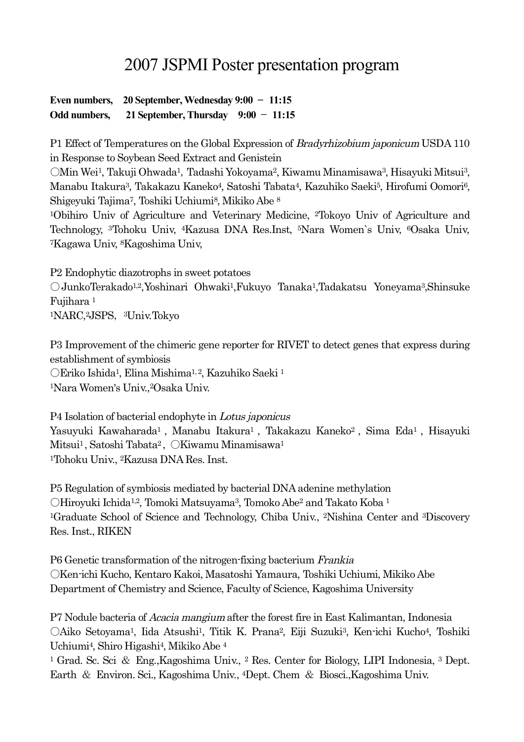# 2007 JSPMI Poster presentation program

**Even numbers, 20 September, Wednesday 9:00 － 11:15**
**Odd numbers, 21 September, Thursday 9:00 － 11:15**

P1 Effect of Temperatures on the Global Expression of *Bradyrhizobium japonicum* USDA 110 in Response to Soybean Seed Extract and Genistein
○Min Wei[1], Takuji Ohwada[1], Tadashi Yokoyama[2], Kiwamu Minamisawa[3], Hisayuki Mitsui[3], Manabu Itakura[3], Takakazu Kaneko[4], Satoshi Tabata[4], Kazuhiko Saeki[5], Hirofumi Oomori[6], Shigeyuki Tajima[7], Toshiki Uchiumi[8], Mikiko Abe [8]
[1]Obihiro Univ of Agriculture and Veterinary Medicine, [2]Tokoyo Univ of Agriculture and Technology, [3]Tohoku Univ, [4]Kazusa DNA Res.Inst, [5]Nara Women`s Univ, [6]Osaka Univ, [7]Kagawa Univ, [8]Kagoshima Univ,

P2 Endophytic diazotrophs in sweet potatoes
○JunkoTerakado[1,2],Yoshinari Ohwaki[1],Fukuyo Tanaka[1],Tadakatsu Yoneyama[3],Shinsuke Fujihara [1]
[1]NARC,[2]JSPS, [3]Univ.Tokyo

P3 Improvement of the chimeric gene reporter for RIVET to detect genes that express during establishment of symbiosis
○Eriko Ishida[1], Elina Mishima[1, 2], Kazuhiko Saeki [1]
[1]Nara Women's Univ.,[2]Osaka Univ.

P4 Isolation of bacterial endophyte in *Lotus japonicus*
Yasuyuki Kawaharada[1] , Manabu Itakura[1] , Takakazu Kaneko[2] , Sima Eda[1] , Hisayuki Mitsui[1] , Satoshi Tabata[2] , ○Kiwamu Minamisawa[1]
[1]Tohoku Univ., [2]Kazusa DNA Res. Inst.

P5 Regulation of symbiosis mediated by bacterial DNA adenine methylation
○Hiroyuki Ichida[1,2], Tomoki Matsuyama[3], Tomoko Abe[2] and Takato Koba [1]
[1]Graduate School of Science and Technology, Chiba Univ., [2]Nishina Center and [3]Discovery Res. Inst., RIKEN

P6 Genetic transformation of the nitrogen-fixing bacterium *Frankia*
○Ken-ichi Kucho, Kentaro Kakoi, Masatoshi Yamaura, Toshiki Uchiumi, Mikiko Abe
Department of Chemistry and Science, Faculty of Science, Kagoshima University

P7 Nodule bacteria of *Acacia mangium* after the forest fire in East Kalimantan, Indonesia
○Aiko Setoyama[1], Iida Atsushi[1], Titik K. Prana[2], Eiji Suzuki[3], Ken-ichi Kucho[4], Toshiki Uchiumi[4], Shiro Higashi[4], Mikiko Abe [4]
[1] Grad. Sc. Sci ＆ Eng.,Kagoshima Univ., [2] Res. Center for Biology, LIPI Indonesia, [3] Dept. Earth ＆ Environ. Sci., Kagoshima Univ., [4]Dept. Chem ＆ Biosci.,Kagoshima Univ.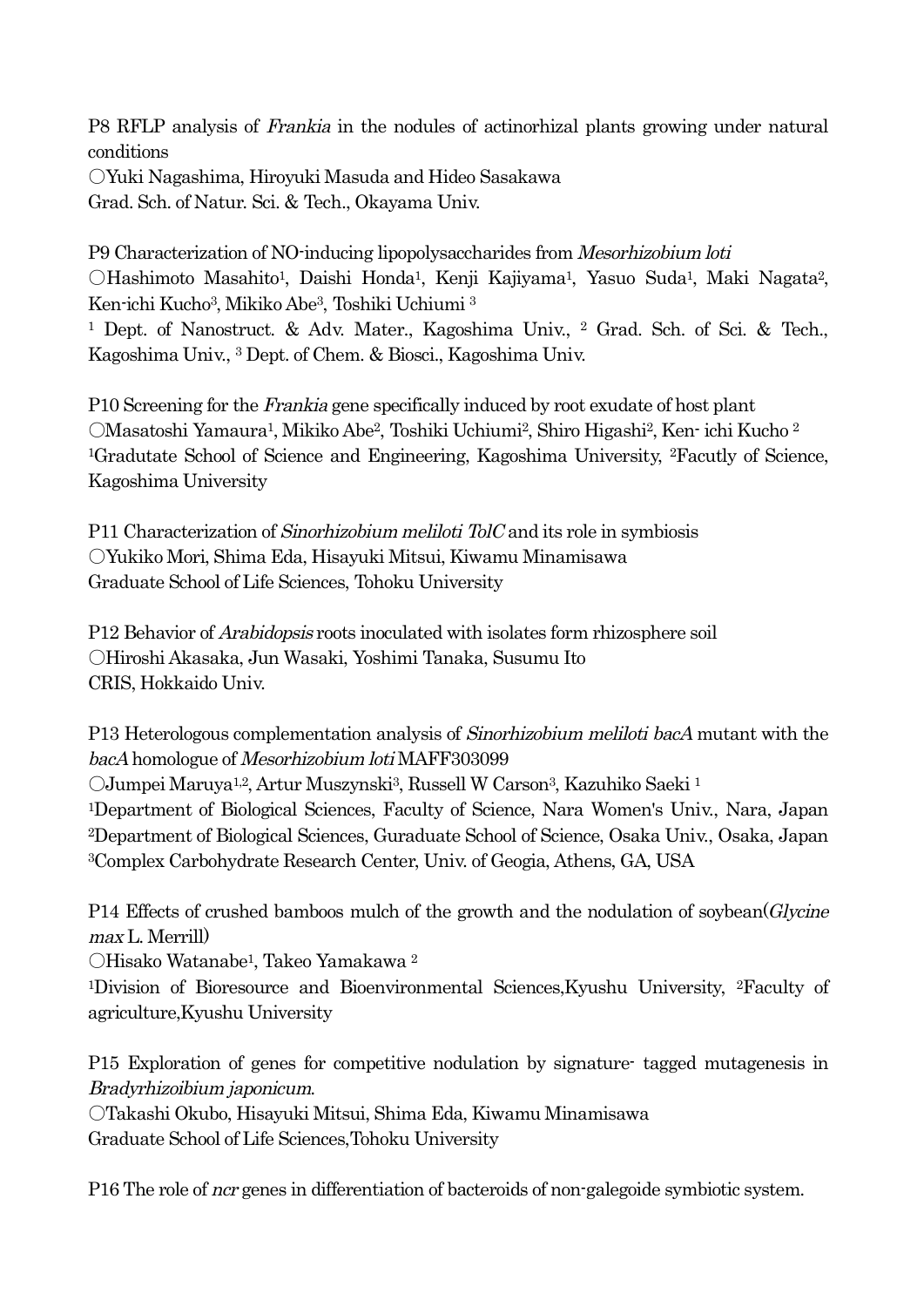P8 RFLP analysis of *Frankia* in the nodules of actinorhizal plants growing under natural conditions

○Yuki Nagashima, Hiroyuki Masuda and Hideo Sasakawa

Grad. Sch. of Natur. Sci. & Tech., Okayama Univ.

P9 Characterization of NO-inducing lipopolysaccharides from *Mesorhizobium loti*

○Hashimoto Masahito[1], Daishi Honda[1], Kenji Kajiyama[1], Yasuo Suda[1], Maki Nagata[2], Ken-ichi Kucho[3], Mikiko Abe[3], Toshiki Uchiumi [3]

[1] Dept. of Nanostruct. & Adv. Mater., Kagoshima Univ., [2] Grad. Sch. of Sci. & Tech., Kagoshima Univ., [3] Dept. of Chem. & Biosci., Kagoshima Univ.

P10 Screening for the *Frankia* gene specifically induced by root exudate of host plant

○Masatoshi Yamaura[1], Mikiko Abe[2], Toshiki Uchiumi[2], Shiro Higashi[2], Ken- ichi Kucho [2]

[1]Gradutate School of Science and Engineering, Kagoshima University, [2]Facutly of Science, Kagoshima University

P11 Characterization of *Sinorhizobium meliloti TolC* and its role in symbiosis

○Yukiko Mori, Shima Eda, Hisayuki Mitsui, Kiwamu Minamisawa

Graduate School of Life Sciences, Tohoku University

P12 Behavior of *Arabidopsis* roots inoculated with isolates form rhizosphere soil

○Hiroshi Akasaka, Jun Wasaki, Yoshimi Tanaka, Susumu Ito

CRIS, Hokkaido Univ.

P13 Heterologous complementation analysis of *Sinorhizobium meliloti bacA* mutant with the *bacA* homologue of *Mesorhizobium loti* MAFF303099

○Jumpei Maruya[1,2], Artur Muszynski[3], Russell W Carson[3], Kazuhiko Saeki [1]

[1]Department of Biological Sciences, Faculty of Science, Nara Women's Univ., Nara, Japan

[2]Department of Biological Sciences, Guraduate School of Science, Osaka Univ., Osaka, Japan

[3]Complex Carbohydrate Research Center, Univ. of Geogia, Athens, GA, USA

P14 Effects of crushed bamboos mulch of the growth and the nodulation of soybean(*Glycine max* L. Merrill)

○Hisako Watanabe[1], Takeo Yamakawa [2]

[1]Division of Bioresource and Bioenvironmental Sciences,Kyushu University, [2]Faculty of agriculture,Kyushu University

P15 Exploration of genes for competitive nodulation by signature- tagged mutagenesis in *Bradyrhizoibium japonicum*.

○Takashi Okubo, Hisayuki Mitsui, Shima Eda, Kiwamu Minamisawa

Graduate School of Life Sciences,Tohoku University

P16 The role of *ncr* genes in differentiation of bacteroids of non-galegoide symbiotic system.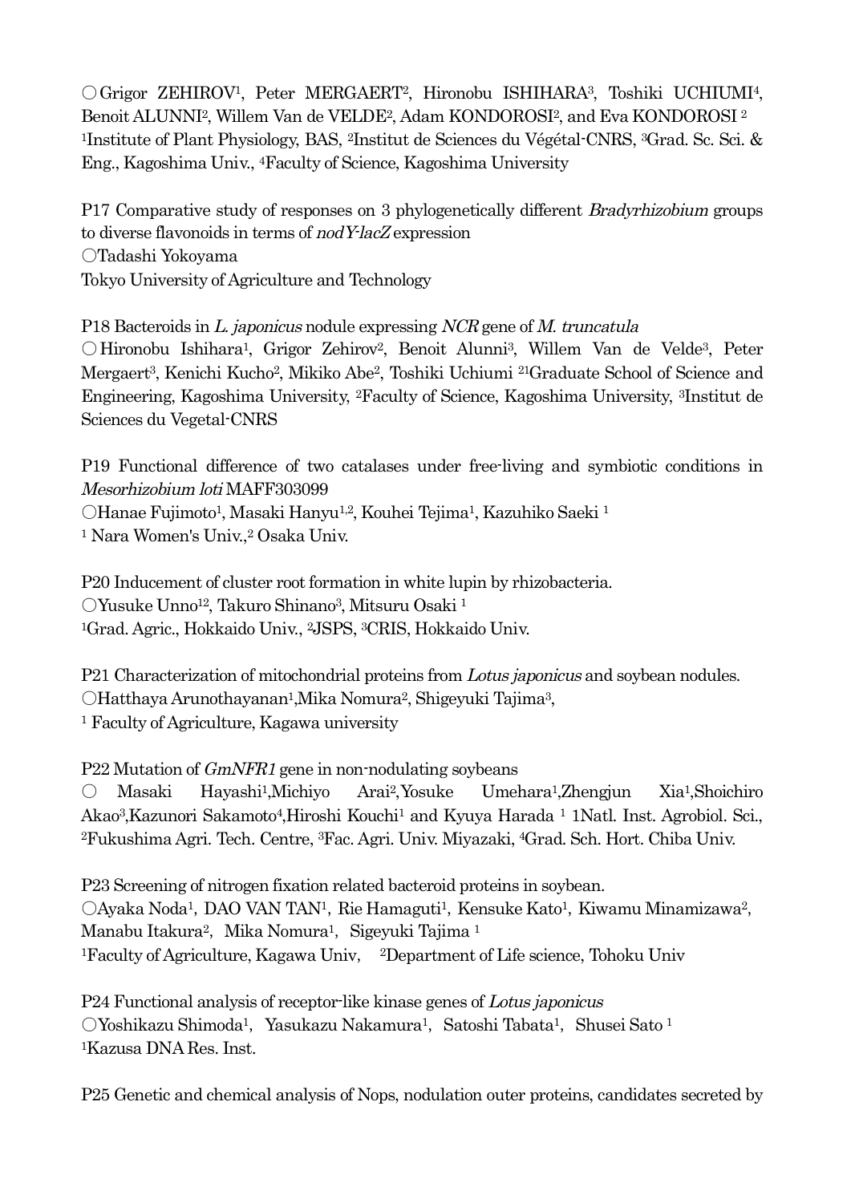○Grigor ZEHIROV[1], Peter MERGAERT[2], Hironobu ISHIHARA[3], Toshiki UCHIUMI[4], Benoit ALUNNI[2], Willem Van de VELDE[2], Adam KONDOROSI[2], and Eva KONDOROSI [2]
[1]Institute of Plant Physiology, BAS, [2]Institut de Sciences du Végétal-CNRS, [3]Grad. Sc. Sci. & Eng., Kagoshima Univ., [4]Faculty of Science, Kagoshima University

P17 Comparative study of responses on 3 phylogenetically different *Bradyrhizobium* groups to diverse flavonoids in terms of *nodY-lacZ* expression
○Tadashi Yokoyama
Tokyo University of Agriculture and Technology

P18 Bacteroids in *L. japonicus* nodule expressing *NCR* gene of *M. truncatula*
○Hironobu Ishihara[1], Grigor Zehirov[2], Benoit Alunni[3], Willem Van de Velde[3], Peter Mergaert[3], Kenichi Kucho[2], Mikiko Abe[2], Toshiki Uchiumi [2][1]Graduate School of Science and Engineering, Kagoshima University, [2]Faculty of Science, Kagoshima University, [3]Institut de Sciences du Vegetal-CNRS

P19 Functional difference of two catalases under free-living and symbiotic conditions in *Mesorhizobium loti* MAFF303099
○Hanae Fujimoto[1], Masaki Hanyu[1,2], Kouhei Tejima[1], Kazuhiko Saeki [1]
[1] Nara Women's Univ.,[2] Osaka Univ.

P20 Inducement of cluster root formation in white lupin by rhizobacteria.
○Yusuke Unno[12], Takuro Shinano[3], Mitsuru Osaki [1]
[1]Grad. Agric., Hokkaido Univ., [2]JSPS, [3]CRIS, Hokkaido Univ.

P21 Characterization of mitochondrial proteins from *Lotus japonicus* and soybean nodules.
○Hatthaya Arunothayanan[1],Mika Nomura[2], Shigeyuki Tajima[3],
[1] Faculty of Agriculture, Kagawa university

P22 Mutation of *GmNFR1* gene in non-nodulating soybeans
○ Masaki Hayashi[1],Michiyo Arai[2],Yosuke Umehara[1],Zhengjun Xia[1],Shoichiro Akao[3],Kazunori Sakamoto[4],Hiroshi Kouchi[1] and Kyuya Harada [1] 1Natl. Inst. Agrobiol. Sci., [2]Fukushima Agri. Tech. Centre, [3]Fac. Agri. Univ. Miyazaki, [4]Grad. Sch. Hort. Chiba Univ.

P23 Screening of nitrogen fixation related bacteroid proteins in soybean.
○Ayaka Noda[1], DAO VAN TAN[1], Rie Hamaguti[1], Kensuke Kato[1], Kiwamu Minamizawa[2], Manabu Itakura[2], Mika Nomura[1], Sigeyuki Tajima [1]
[1]Faculty of Agriculture, Kagawa Univ, [2]Department of Life science, Tohoku Univ

P24 Functional analysis of receptor-like kinase genes of *Lotus japonicus*
○Yoshikazu Shimoda[1], Yasukazu Nakamura[1], Satoshi Tabata[1], Shusei Sato [1]
[1]Kazusa DNA Res. Inst.

P25 Genetic and chemical analysis of Nops, nodulation outer proteins, candidates secreted by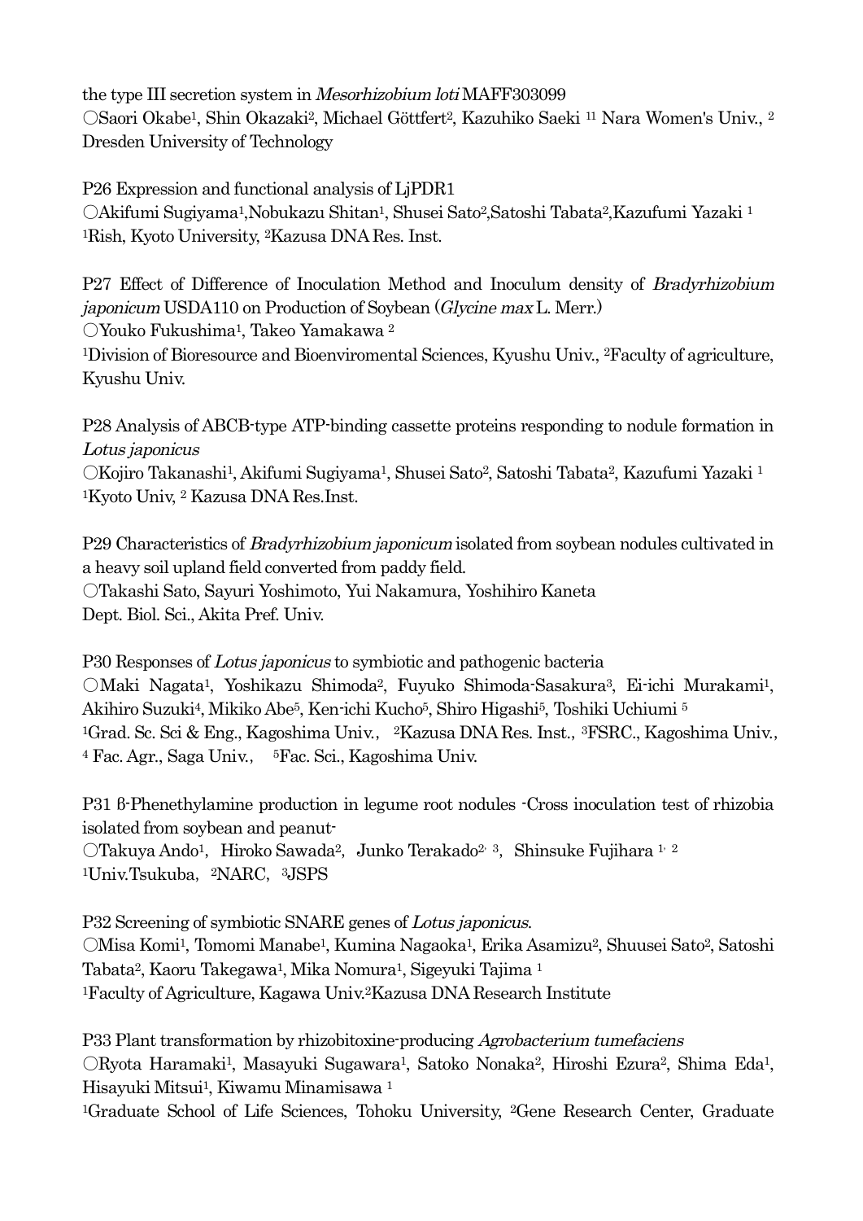the type III secretion system in *Mesorhizobium loti* MAFF303099
○Saori Okabe[1], Shin Okazaki[2], Michael Göttfert[2], Kazuhiko Saeki [1] [1] Nara Women's Univ., [2] Dresden University of Technology

P26 Expression and functional analysis of LjPDR1
○Akifumi Sugiyama[1], Nobukazu Shitan[1], Shusei Sato[2], Satoshi Tabata[2], Kazufumi Yazaki [1]
[1]Rish, Kyoto University, [2]Kazusa DNA Res. Inst.

P27 Effect of Difference of Inoculation Method and Inoculum density of *Bradyrhizobium japonicum* USDA110 on Production of Soybean (*Glycine max* L. Merr.)
○Youko Fukushima[1], Takeo Yamakawa [2]
[1]Division of Bioresource and Bioenviromental Sciences, Kyushu Univ., [2]Faculty of agriculture, Kyushu Univ.

P28 Analysis of ABCB-type ATP-binding cassette proteins responding to nodule formation in *Lotus japonicus*
○Kojiro Takanashi[1], Akifumi Sugiyama[1], Shusei Sato[2], Satoshi Tabata[2], Kazufumi Yazaki [1]
[1]Kyoto Univ, [2] Kazusa DNA Res.Inst.

P29 Characteristics of *Bradyrhizobium japonicum* isolated from soybean nodules cultivated in a heavy soil upland field converted from paddy field.
○Takashi Sato, Sayuri Yoshimoto, Yui Nakamura, Yoshihiro Kaneta
Dept. Biol. Sci., Akita Pref. Univ.

P30 Responses of *Lotus japonicus* to symbiotic and pathogenic bacteria
○Maki Nagata[1], Yoshikazu Shimoda[2], Fuyuko Shimoda-Sasakura[3], Ei-ichi Murakami[1], Akihiro Suzuki[4], Mikiko Abe[5], Ken-ichi Kucho[5], Shiro Higashi[5], Toshiki Uchiumi [5]
[1]Grad. Sc. Sci & Eng., Kagoshima Univ., [2]Kazusa DNA Res. Inst., [3]FSRC., Kagoshima Univ., [4] Fac. Agr., Saga Univ., [5]Fac. Sci., Kagoshima Univ.

P31 β-Phenethylamine production in legume root nodules -Cross inoculation test of rhizobia isolated from soybean and peanut-
○Takuya Ando[1], Hiroko Sawada[2], Junko Terakado[2, 3], Shinsuke Fujihara [1, 2]
[1]Univ.Tsukuba, [2]NARC, [3]JSPS

P32 Screening of symbiotic SNARE genes of *Lotus japonicus*.
○Misa Komi[1], Tomomi Manabe[1], Kumina Nagaoka[1], Erika Asamizu[2], Shuusei Sato[2], Satoshi Tabata[2], Kaoru Takegawa[1], Mika Nomura[1], Sigeyuki Tajima [1]
[1]Faculty of Agriculture, Kagawa Univ.[2]Kazusa DNA Research Institute

P33 Plant transformation by rhizobitoxine-producing *Agrobacterium tumefaciens*
○Ryota Haramaki[1], Masayuki Sugawara[1], Satoko Nonaka[2], Hiroshi Ezura[2], Shima Eda[1], Hisayuki Mitsui[1], Kiwamu Minamisawa [1]
[1]Graduate School of Life Sciences, Tohoku University, [2]Gene Research Center, Graduate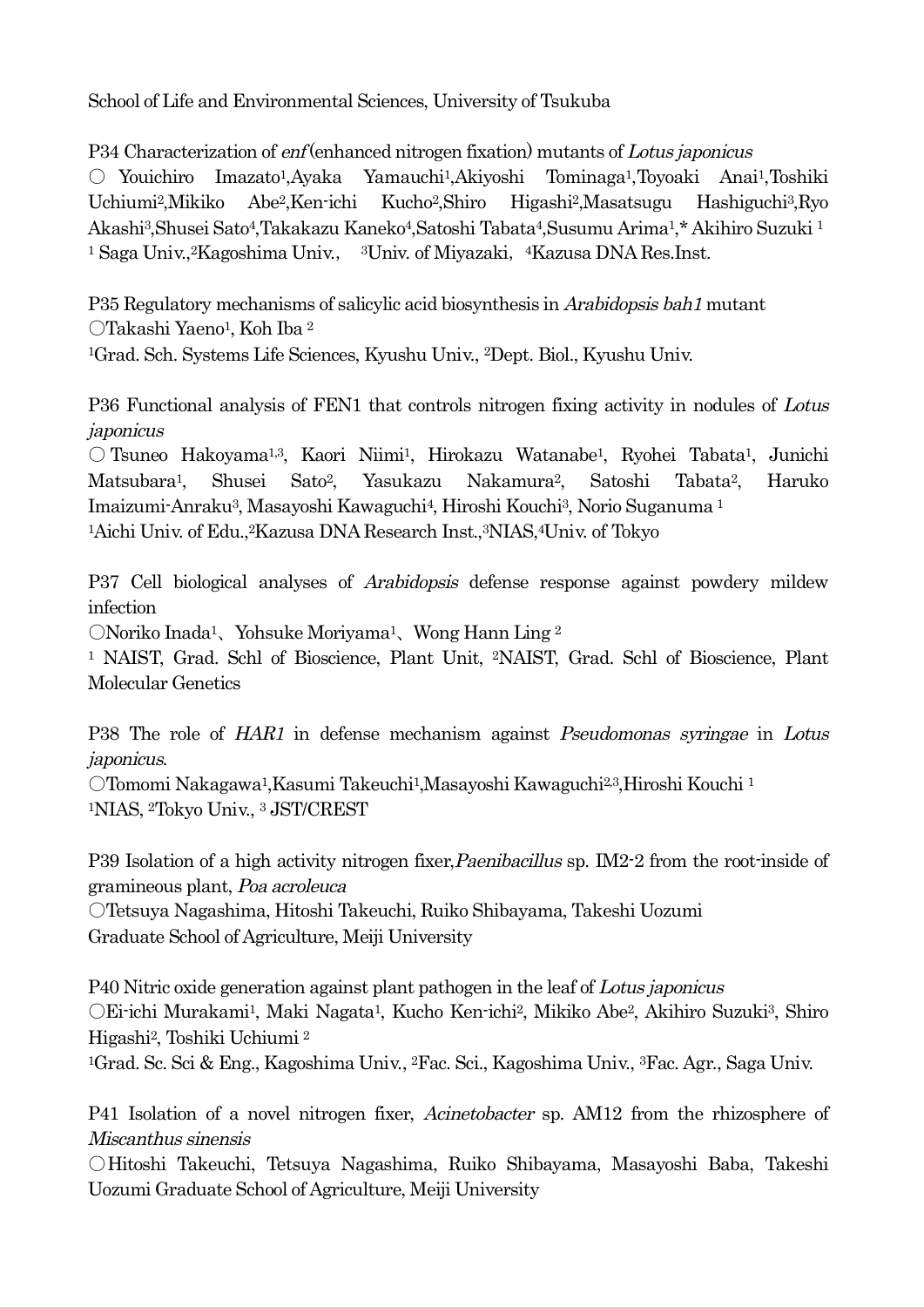School of Life and Environmental Sciences, University of Tsukuba

P34 Characterization of *enf* (enhanced nitrogen fixation) mutants of *Lotus japonicus*
○ Youichiro Imazato[1],Ayaka Yamauchi[1],Akiyoshi Tominaga[1],Toyoaki Anai[1],Toshiki Uchiumi[2],Mikiko Abe[2],Ken-ichi Kucho[2],Shiro Higashi[2],Masatsugu Hashiguchi[3],Ryo Akashi[3],Shusei Sato[4],Takakazu Kaneko[4],Satoshi Tabata[4],Susumu Arima[1],* Akihiro Suzuki [1]
[1] Saga Univ.,[2]Kagoshima Univ.,　[3]Univ. of Miyazaki,　[4]Kazusa DNA Res.Inst.

P35 Regulatory mechanisms of salicylic acid biosynthesis in *Arabidopsis bah1* mutant
○Takashi Yaeno[1], Koh Iba [2]
[1]Grad. Sch. Systems Life Sciences, Kyushu Univ., [2]Dept. Biol., Kyushu Univ.

P36 Functional analysis of FEN1 that controls nitrogen fixing activity in nodules of *Lotus japonicus*
○ Tsuneo Hakoyama[1,3], Kaori Niimi[1], Hirokazu Watanabe[1], Ryohei Tabata[1], Junichi Matsubara[1], Shusei Sato[2], Yasukazu Nakamura[2], Satoshi Tabata[2], Haruko Imaizumi-Anraku[3], Masayoshi Kawaguchi[4], Hiroshi Kouchi[3], Norio Suganuma [1]
[1]Aichi Univ. of Edu.,[2]Kazusa DNA Research Inst.,[3]NIAS,[4]Univ. of Tokyo

P37 Cell biological analyses of *Arabidopsis* defense response against powdery mildew infection
○Noriko Inada[1]、Yohsuke Moriyama[1]、Wong Hann Ling [2]
[1] NAIST, Grad. Schl of Bioscience, Plant Unit, [2]NAIST, Grad. Schl of Bioscience, Plant Molecular Genetics

P38 The role of *HAR1* in defense mechanism against *Pseudomonas syringae* in *Lotus japonicus*.
○Tomomi Nakagawa[1],Kasumi Takeuchi[1],Masayoshi Kawaguchi[2,3],Hiroshi Kouchi [1]
[1]NIAS, [2]Tokyo Univ., [3] JST/CREST

P39 Isolation of a high activity nitrogen fixer,*Paenibacillus* sp. IM2-2 from the root-inside of gramineous plant, *Poa acroleuca*
○Tetsuya Nagashima, Hitoshi Takeuchi, Ruiko Shibayama, Takeshi Uozumi
Graduate School of Agriculture, Meiji University

P40 Nitric oxide generation against plant pathogen in the leaf of *Lotus japonicus*
○Ei-ichi Murakami[1], Maki Nagata[1], Kucho Ken-ichi[2], Mikiko Abe[2], Akihiro Suzuki[3], Shiro Higashi[2], Toshiki Uchiumi [2]
[1]Grad. Sc. Sci & Eng., Kagoshima Univ., [2]Fac. Sci., Kagoshima Univ., [3]Fac. Agr., Saga Univ.

P41 Isolation of a novel nitrogen fixer, *Acinetobacter* sp. AM12 from the rhizosphere of *Miscanthus sinensis*
○Hitoshi Takeuchi, Tetsuya Nagashima, Ruiko Shibayama, Masayoshi Baba, Takeshi Uozumi Graduate School of Agriculture, Meiji University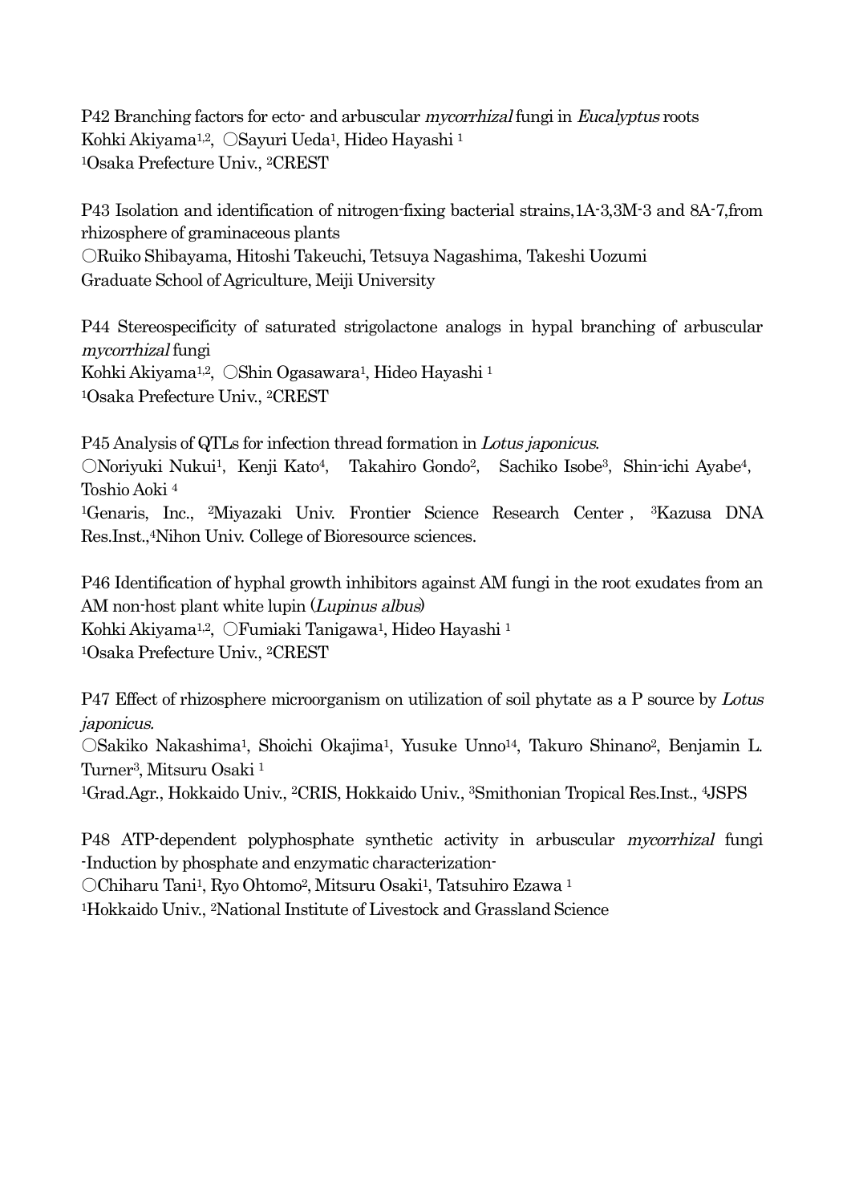P42 Branching factors for ecto- and arbuscular *mycorrhizal* fungi in *Eucalyptus* roots
Kohki Akiyama[1,2], ○Sayuri Ueda[1], Hideo Hayashi [1]
[1]Osaka Prefecture Univ., [2]CREST

P43 Isolation and identification of nitrogen-fixing bacterial strains,1A-3,3M-3 and 8A-7,from rhizosphere of graminaceous plants
○Ruiko Shibayama, Hitoshi Takeuchi, Tetsuya Nagashima, Takeshi Uozumi
Graduate School of Agriculture, Meiji University

P44 Stereospecificity of saturated strigolactone analogs in hypal branching of arbuscular *mycorrhizal* fungi
Kohki Akiyama[1,2], ○Shin Ogasawara[1], Hideo Hayashi [1]
[1]Osaka Prefecture Univ., [2]CREST

P45 Analysis of QTLs for infection thread formation in *Lotus japonicus*.
○Noriyuki Nukui[1], Kenji Kato[4], Takahiro Gondo[2], Sachiko Isobe[3], Shin-ichi Ayabe[4], Toshio Aoki [4]
[1]Genaris, Inc., [2]Miyazaki Univ. Frontier Science Research Center , [3]Kazusa DNA Res.Inst.,[4]Nihon Univ. College of Bioresource sciences.

P46 Identification of hyphal growth inhibitors against AM fungi in the root exudates from an AM non-host plant white lupin (*Lupinus albus*)
Kohki Akiyama[1,2], ○Fumiaki Tanigawa[1], Hideo Hayashi [1]
[1]Osaka Prefecture Univ., [2]CREST

P47 Effect of rhizosphere microorganism on utilization of soil phytate as a P source by *Lotus japonicus*.
○Sakiko Nakashima[1], Shoichi Okajima[1], Yusuke Unno[14], Takuro Shinano[2], Benjamin L. Turner[3], Mitsuru Osaki [1]
[1]Grad.Agr., Hokkaido Univ., [2]CRIS, Hokkaido Univ., [3]Smithonian Tropical Res.Inst., [4]JSPS

P48 ATP-dependent polyphosphate synthetic activity in arbuscular *mycorrhizal* fungi -Induction by phosphate and enzymatic characterization-
○Chiharu Tani[1], Ryo Ohtomo[2], Mitsuru Osaki[1], Tatsuhiro Ezawa [1]
[1]Hokkaido Univ., [2]National Institute of Livestock and Grassland Science